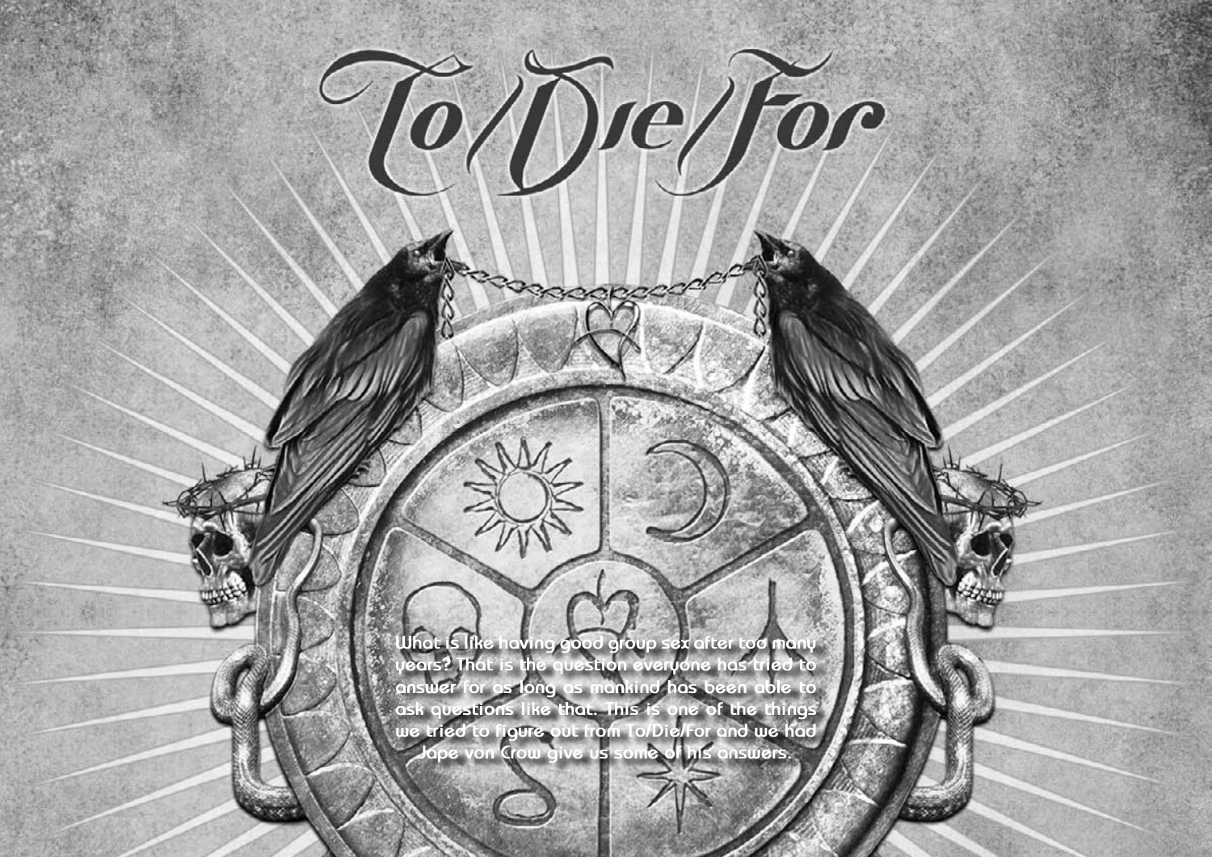# To/Die/For

What is like having good group sex after too many years? That is the question everyone has tried to answer for as long as mankind has been able to ask questions like that. This is one of the things we tried to figure out from To/Die/For and we had Jape von Crow give us some of his answers.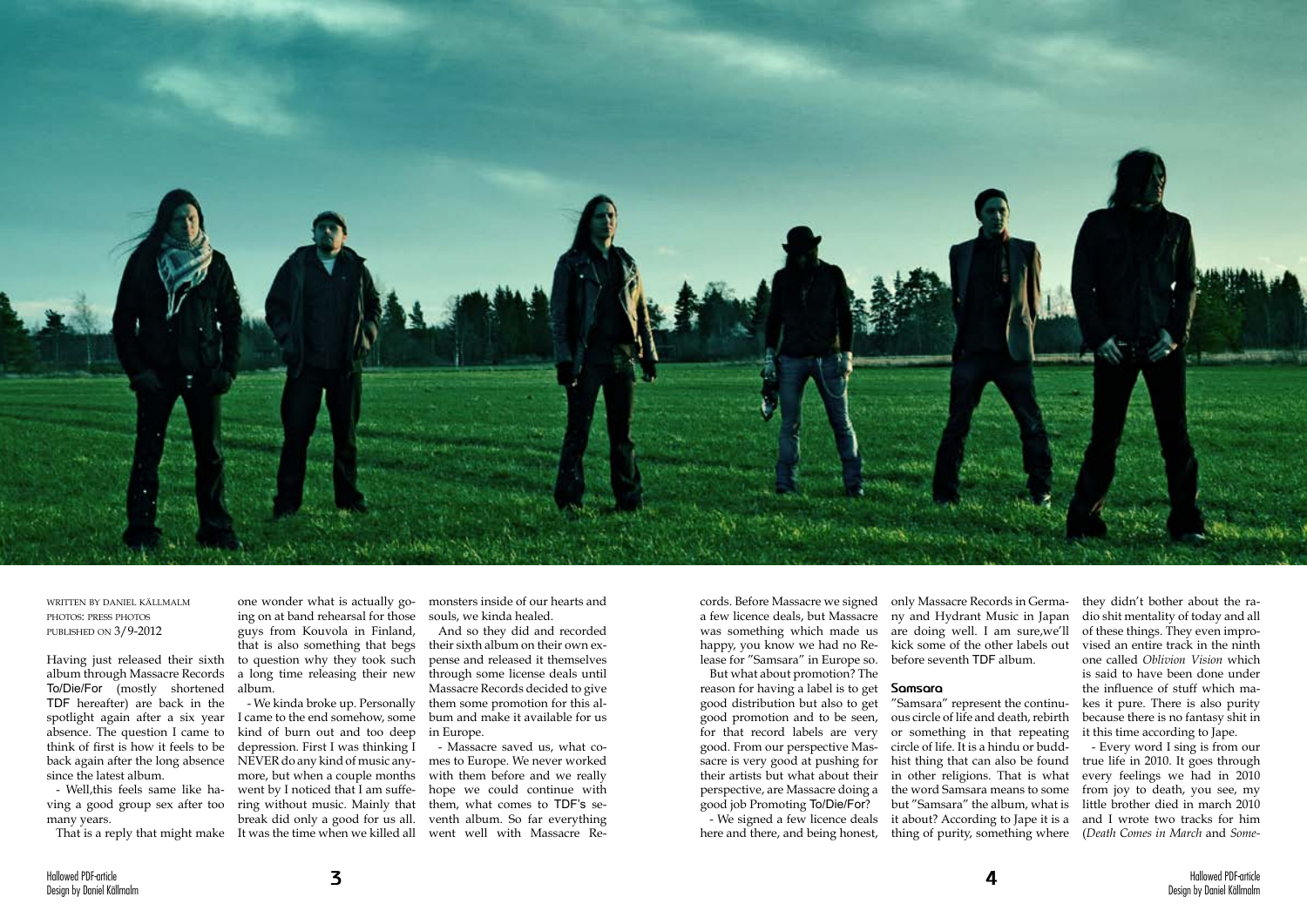WRITTEN BY DANIEL KÄLLMALM
PHOTOS: PRESS PHOTOS
PUBLISHED ON 3/9-2012

Having just released their sixth album through Massacre Records To/Die/For (mostly shortened TDF hereafter) are back in the spotlight again after a six year absence. The question I came to think of first is how it feels to be back again after the long absence since the latest album.

- Well,this feels same like having a good group sex after too many years.

That is a reply that might make one wonder what is actually going on at band rehearsal for those guys from Kouvola in Finland, that is also something that begs to question why they took such a long time releasing their new album.

- We kinda broke up. Personally I came to the end somehow, some kind of burn out and too deep depression. First I was thinking I NEVER do any kind of music anymore, but when a couple months went by I noticed that I am suffering without music. Mainly that break did only a good for us all. It was the time when we killed all monsters inside of our hearts and souls, we kinda healed.

And so they did and recorded their sixth album on their own expense and released it themselves through some license deals until Massacre Records decided to give them some promotion for this album and make it available for us in Europe.

- Massacre saved us, what comes to Europe. We never worked with them before and we really hope we could continue with them, what comes to TDF's seventh album. So far everything went well with Massacre Records. Before Massacre we signed a few licence deals, but Massacre was something which made us happy, you know we had no Release for "Samsara" in Europe so.

But what about promotion? The reason for having a label is to get good distribution but also to get good promotion and to be seen, for that record labels are very good. From our perspective Massacre is very good at pushing for their artists but what about their perspective, are Massacre doing a good job Promoting To/Die/For?

- We signed a few licence deals here and there, and being honest, only Massacre Records in Germany and Hydrant Music in Japan are doing well. I am sure,we'll kick some of the other labels out before seventh TDF album.

## Samsara

"Samsara" represent the continuous circle of life and death, rebirth or something in that repeating circle of life. It is a hindu or buddhist thing that can also be found in other religions. That is what the word Samsara means to some but "Samsara" the album, what is it about? According to Jape it is a thing of purity, something where they didn't bother about the radio shit mentality of today and all of these things. They even improvised an entire track in the ninth one called *Oblivion Vision* which is said to have been done under the influence of stuff which makes it pure. There is also purity because there is no fantasy shit in it this time according to Jape.

- Every word I sing is from our true life in 2010. It goes through every feelings we had in 2010 from joy to death, you see, my little brother died in march 2010 and I wrote two tracks for him (*Death Comes in March* and *Some-*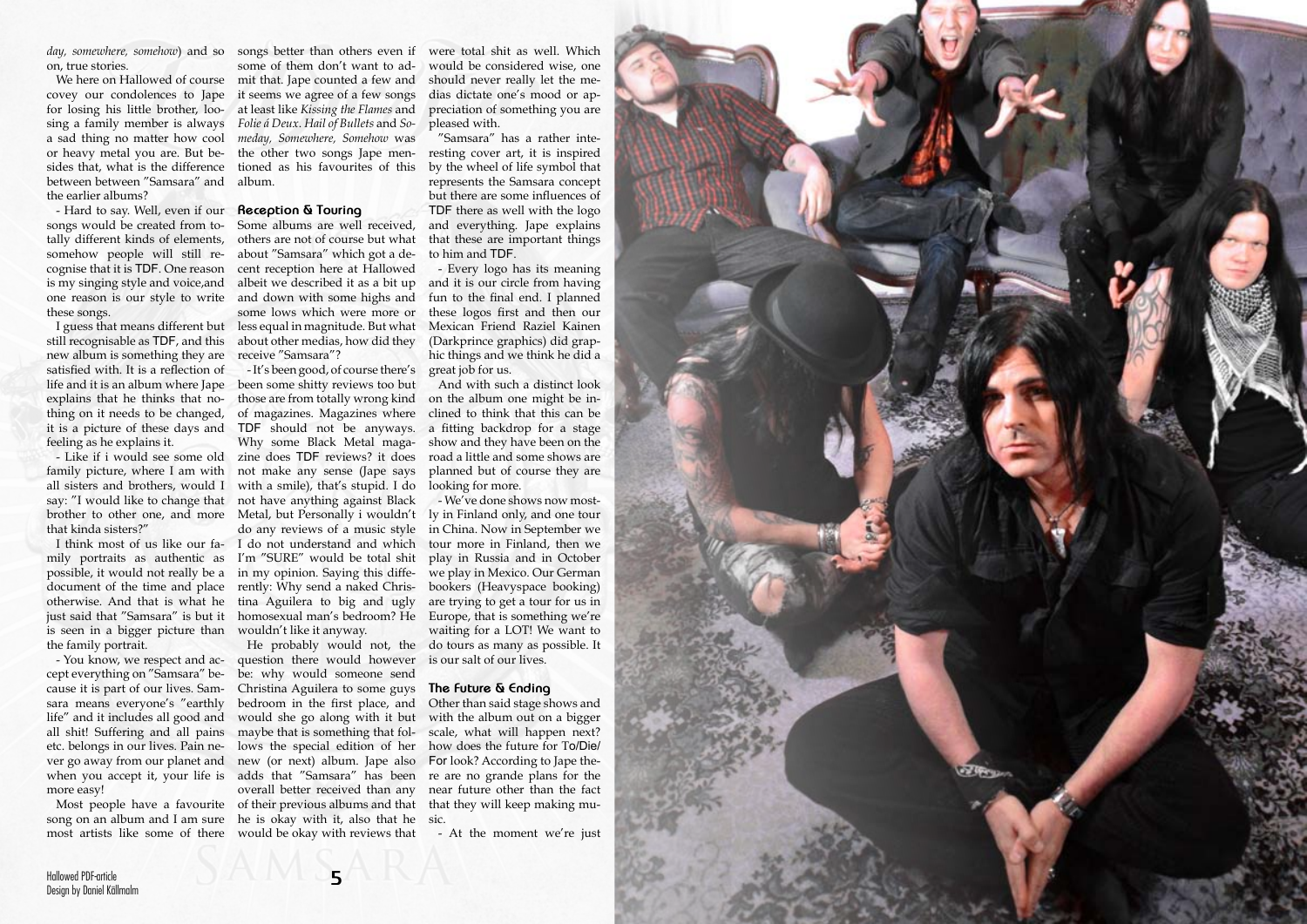*day, somewhere, somehow*) and so on, true stories.

We here on Hallowed of course covey our condolences to Jape for losing his little brother, loosing a family member is always a sad thing no matter how cool or heavy metal you are. But besides that, what is the difference between between "Samsara" and the earlier albums?

- Hard to say. Well, even if our songs would be created from totally different kinds of elements, somehow people will still recognise that it is TDF. One reason is my singing style and voice,and one reason is our style to write these songs.

I guess that means different but still recognisable as TDF, and this new album is something they are satisfied with. It is a reflection of life and it is an album where Jape explains that he thinks that nothing on it needs to be changed, it is a picture of these days and feeling as he explains it.

- Like if i would see some old family picture, where I am with all sisters and brothers, would I say: "I would like to change that brother to other one, and more that kinda sisters?"

I think most of us like our family portraits as authentic as possible, it would not really be a document of the time and place otherwise. And that is what he just said that "Samsara" is but it is seen in a bigger picture than the family portrait.

- You know, we respect and accept everything on "Samsara" because it is part of our lives. Samsara means everyone's "earthly life" and it includes all good and all shit! Suffering and all pains etc. belongs in our lives. Pain never go away from our planet and when you accept it, your life is more easy!

Most people have a favourite song on an album and I am sure most artists like some of there songs better than others even if some of them don't want to admit that. Jape counted a few and it seems we agree of a few songs at least like *Kissing the Flames* and *Folie à Deux*. *Hail of Bullets* and *Someday, Somewhere, Somehow* was the other two songs Jape mentioned as his favourites of this album.

## Reception & Touring

Some albums are well received, others are not of course but what about "Samsara" which got a decent reception here at Hallowed albeit we described it as a bit up and down with some highs and some lows which were more or less equal in magnitude. But what about other medias, how did they receive "Samsara"?

- It's been good, of course there's been some shitty reviews too but those are from totally wrong kind of magazines. Magazines where TDF should not be anyways. Why some Black Metal magazine does TDF reviews? it does not make any sense (Jape says with a smile), that's stupid. I do not have anything against Black Metal, but Personally i wouldn't do any reviews of a music style I do not understand and which I'm "SURE" would be total shit in my opinion. Saying this differently: Why send a naked Christina Aguilera to big and ugly homosexual man's bedroom? He wouldn't like it anyway.

He probably would not, the question there would however be: why would someone send Christina Aguilera to some guys bedroom in the first place, and would she go along with it but maybe that is something that follows the special edition of her new (or next) album. Jape also adds that "Samsara" has been overall better received than any of their previous albums and that he is okay with it, also that he would be okay with reviews that were total shit as well. Which would be considered wise, one should never really let the medias dictate one's mood or appreciation of something you are pleased with.

"Samsara" has a rather interesting cover art, it is inspired by the wheel of life symbol that represents the Samsara concept but there are some influences of TDF there as well with the logo and everything. Jape explains that these are important things to him and TDF.

- Every logo has its meaning and it is our circle from having fun to the final end. I planned these logos first and then our Mexican Friend Raziel Kainen (Darkprince graphics) did graphic things and we think he did a great job for us.

And with such a distinct look on the album one might be inclined to think that this can be a fitting backdrop for a stage show and they have been on the road a little and some shows are planned but of course they are looking for more.

- We've done shows now mostly in Finland only, and one tour in China. Now in September we tour more in Finland, then we play in Russia and in October we play in Mexico. Our German bookers (Heavyspace booking) are trying to get a tour for us in Europe, that is something we're waiting for a LOT! We want to do tours as many as possible. It is our salt of our lives.

## The Future & Ending

Other than said stage shows and with the album out on a bigger scale, what will happen next? how does the future for To/Die/For look? According to Jape there are no grande plans for the near future other than the fact that they will keep making music.

- At the moment we're just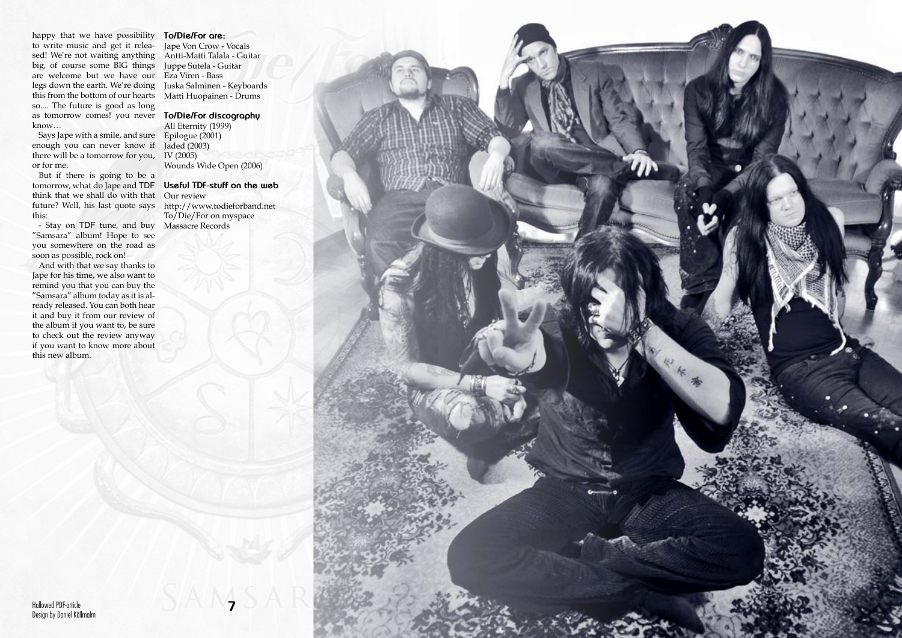happy that we have possibility to write music and get it released! We're not waiting anything big, of course some BIG things are welcome but we have our legs down the earth. We're doing this from the bottom of our hearts so.... The future is good as long as tomorrow comes! you never know…

Says Jape with a smile, and sure enough you can never know if there will be a tomorrow for you, or for me.

But if there is going to be a tomorrow, what do Jape and TDF think that we shall do with that future? Well, his last quote says this:

- Stay on TDF tune, and buy "Samsara" album! Hope to see you somewhere on the road as soon as possible, rock on!

And with that we say thanks to Jape for his time, we also want to remind you that you can buy the "Samsara" album today as it is already released. You can both hear it and buy it from our review of the album if you want to, be sure to check out the review anyway if you want to know more about this new album.

### To/Die/For are:

Jape Von Crow - Vocals
Antti-Matti Talala - Guitar
Juppe Sutela - Guitar
Eza Viren - Bass
Juska Salminen - Keyboards
Matti Huopainen - Drums

### To/Die/For discography

All Eternity (1999)
Epilogue (2001)
Jaded (2003)
IV (2005)
Wounds Wide Open (2006)

### Useful TDF-stuff on the web

Our review
http://www.todieforband.net
To/Die/For on myspace
Massacre Records

Hallowed PDF-article
Design by Daniel Källmalm